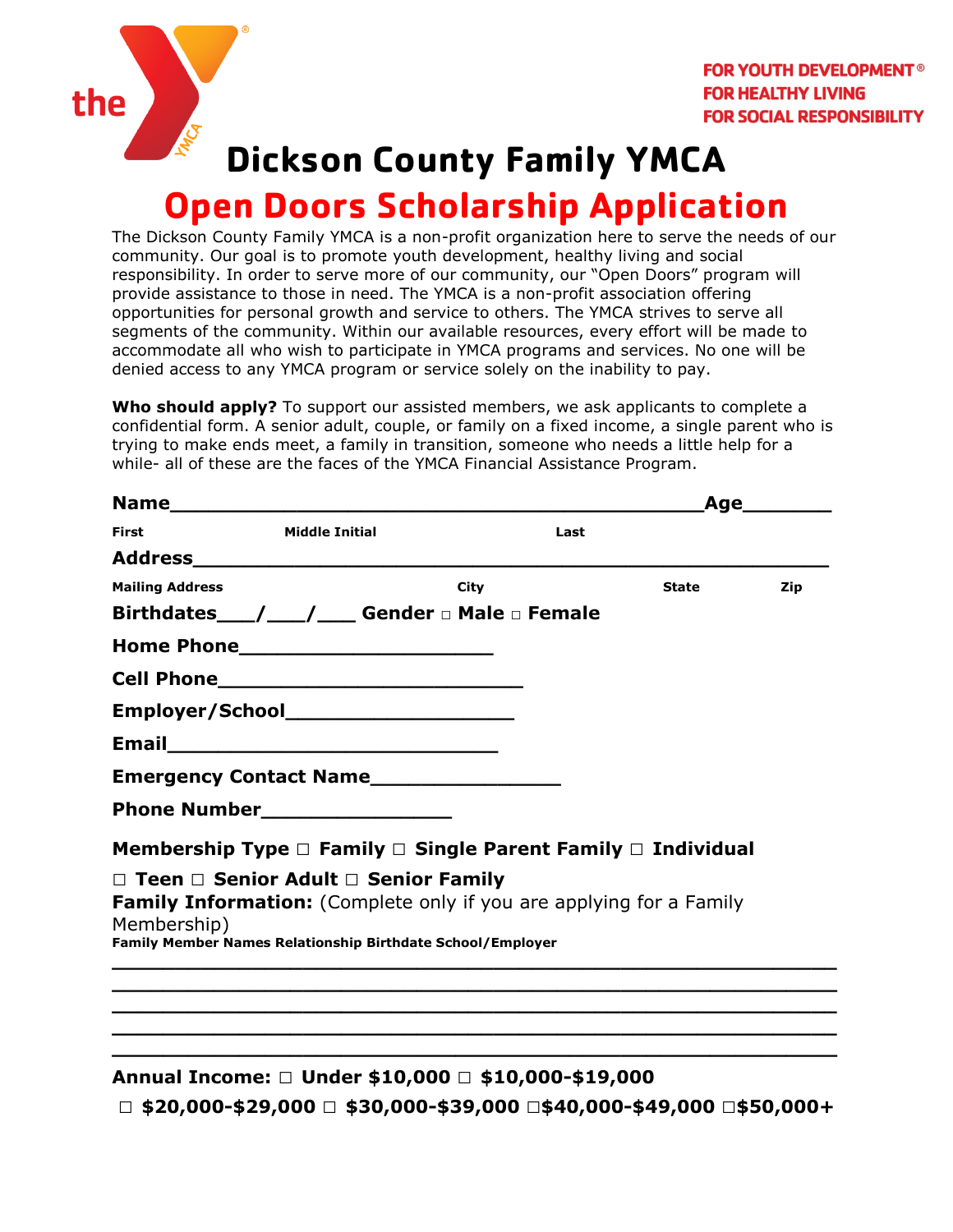FOR YOUTH DEVELOPMENT®
FOR HEALTHY LIVING
FOR SOCIAL RESPONSIBILITY

# Dickson County Family YMCA

## Open Doors Scholarship Application

The Dickson County Family YMCA is a non-profit organization here to serve the needs of our community. Our goal is to promote youth development, healthy living and social responsibility. In order to serve more of our community, our "Open Doors" program will provide assistance to those in need. The YMCA is a non-profit association offering opportunities for personal growth and service to others. The YMCA strives to serve all segments of the community. Within our available resources, every effort will be made to accommodate all who wish to participate in YMCA programs and services. No one will be denied access to any YMCA program or service solely on the inability to pay.

**Who should apply?** To support our assisted members, we ask applicants to complete a confidential form. A senior adult, couple, or family on a fixed income, a single parent who is trying to make ends meet, a family in transition, someone who needs a little help for a while- all of these are the faces of the YMCA Financial Assistance Program.

**Name**_____________________________________________**Age**_______

First Middle Initial Last

**Address**_____________________________________________________

Mailing Address City State Zip

**Birthdates**___/___/___ **Gender** □ **Male** □ **Female**

**Home Phone**_____________________

**Cell Phone**_________________________

**Employer/School**___________________

**Email**____________________________

**Emergency Contact Name**________________

**Phone Number**________________

**Membership Type** □ **Family** □ **Single Parent Family** □ **Individual**

□ **Teen** □ **Senior Adult** □ **Senior Family**

**Family Information:** (Complete only if you are applying for a Family Membership)

**Family Member Names Relationship Birthdate School/Employer**

____________________________________________________________

____________________________________________________________

____________________________________________________________

____________________________________________________________

____________________________________________________________

**Annual Income:** □ **Under $10,000** □ **$10,000-$19,000**

□ **$20,000-$29,000** □ **$30,000-$39,000** □ **$40,000-$49,000** □ **$50,000+**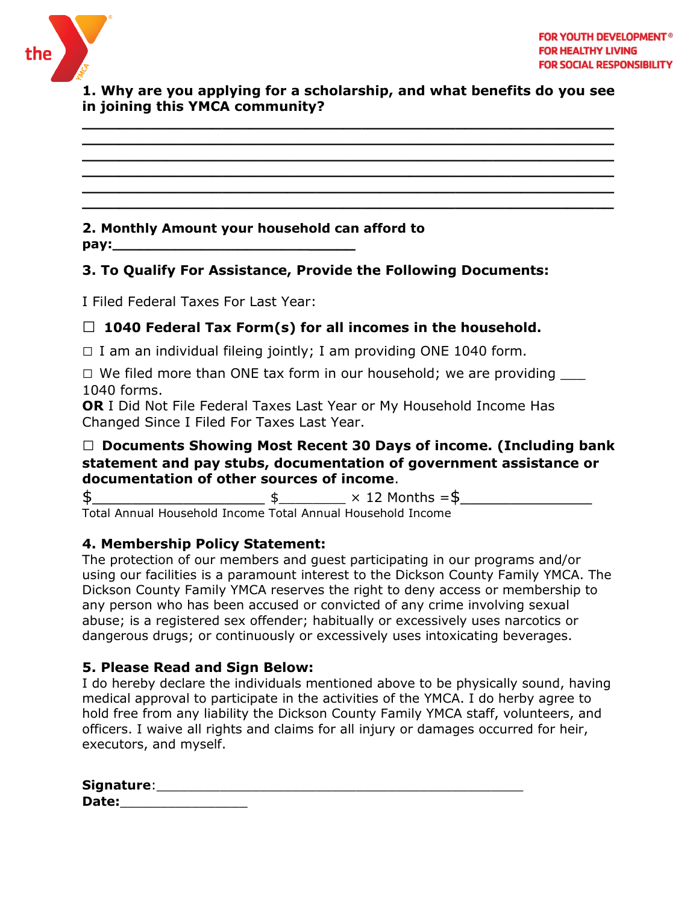**1. Why are you applying for a scholarship, and what benefits do you see in joining this YMCA community?**

\_\_\_\_\_\_\_\_\_\_\_\_\_\_\_\_\_\_\_\_\_\_\_\_\_\_\_\_\_\_\_\_\_\_\_\_\_\_\_\_\_\_\_\_\_\_\_\_\_\_\_\_\_\_\_\_\_\_\_\_
\_\_\_\_\_\_\_\_\_\_\_\_\_\_\_\_\_\_\_\_\_\_\_\_\_\_\_\_\_\_\_\_\_\_\_\_\_\_\_\_\_\_\_\_\_\_\_\_\_\_\_\_\_\_\_\_\_\_\_\_
\_\_\_\_\_\_\_\_\_\_\_\_\_\_\_\_\_\_\_\_\_\_\_\_\_\_\_\_\_\_\_\_\_\_\_\_\_\_\_\_\_\_\_\_\_\_\_\_\_\_\_\_\_\_\_\_\_\_\_\_
\_\_\_\_\_\_\_\_\_\_\_\_\_\_\_\_\_\_\_\_\_\_\_\_\_\_\_\_\_\_\_\_\_\_\_\_\_\_\_\_\_\_\_\_\_\_\_\_\_\_\_\_\_\_\_\_\_\_\_\_
\_\_\_\_\_\_\_\_\_\_\_\_\_\_\_\_\_\_\_\_\_\_\_\_\_\_\_\_\_\_\_\_\_\_\_\_\_\_\_\_\_\_\_\_\_\_\_\_\_\_\_\_\_\_\_\_\_\_\_\_
\_\_\_\_\_\_\_\_\_\_\_\_\_\_\_\_\_\_\_\_\_\_\_\_\_\_\_\_\_\_\_\_\_\_\_\_\_\_\_\_\_\_\_\_\_\_\_\_\_\_\_\_\_\_\_\_\_\_\_\_

**2. Monthly Amount your household can afford to pay:\_\_\_\_\_\_\_\_\_\_\_\_\_\_\_\_\_\_\_\_\_\_\_\_\_\_\_**

**3. To Qualify For Assistance, Provide the Following Documents:**

I Filed Federal Taxes For Last Year:

☐ **1040 Federal Tax Form(s) for all incomes in the household.**

☐ I am an individual fileing jointly; I am providing ONE 1040 form.

☐ We filed more than ONE tax form in our household; we are providing \_\_\_ 1040 forms.

**OR** I Did Not File Federal Taxes Last Year or My Household Income Has Changed Since I Filed For Taxes Last Year.

☐ **Documents Showing Most Recent 30 Days of income. (Including bank statement and pay stubs, documentation of government assistance or documentation of other sources of income**.

\$\_\_\_\_\_\_\_\_\_\_\_\_\_\_\_\_\_\_\_\_ \$\_\_\_\_\_\_\_\_ × 12 Months =\$\_\_\_\_\_\_\_\_\_\_\_\_\_\_\_\_
Total Annual Household Income Total Annual Household Income

**4. Membership Policy Statement:**
The protection of our members and guest participating in our programs and/or using our facilities is a paramount interest to the Dickson County Family YMCA. The Dickson County Family YMCA reserves the right to deny access or membership to any person who has been accused or convicted of any crime involving sexual abuse; is a registered sex offender; habitually or excessively uses narcotics or dangerous drugs; or continuously or excessively uses intoxicating beverages.

**5. Please Read and Sign Below:**
I do hereby declare the individuals mentioned above to be physically sound, having medical approval to participate in the activities of the YMCA. I do herby agree to hold free from any liability the Dickson County Family YMCA staff, volunteers, and officers. I waive all rights and claims for all injury or damages occurred for heir, executors, and myself.

**Signature**:\_\_\_\_\_\_\_\_\_\_\_\_\_\_\_\_\_\_\_\_\_\_\_\_\_\_\_\_\_\_\_\_\_\_\_\_\_\_\_\_\_\_\_\_
**Date:**\_\_\_\_\_\_\_\_\_\_\_\_\_\_\_\_